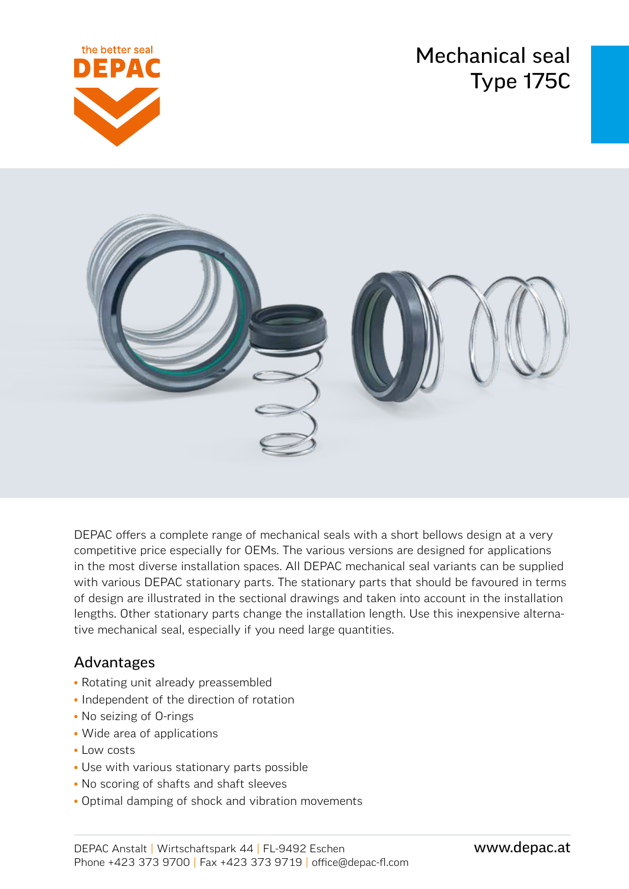# Mechanical seal Type 175C

DEPAC offers a complete range of mechanical seals with a short bellows design at a very competitive price especially for OEMs. The various versions are designed for applications in the most diverse installation spaces. All DEPAC mechanical seal variants can be supplied with various DEPAC stationary parts. The stationary parts that should be favoured in terms of design are illustrated in the sectional drawings and taken into account in the installation lengths. Other stationary parts change the installation length. Use this inexpensive alternative mechanical seal, especially if you need large quantities.

## Advantages

- Rotating unit already preassembled
- Independent of the direction of rotation
- No seizing of O-rings
- Wide area of applications
- Low costs
- Use with various stationary parts possible
- No scoring of shafts and shaft sleeves
- Optimal damping of shock and vibration movements

DEPAC Anstalt | Wirtschaftspark 44 | FL-9492 Eschen
Phone +423 373 9700 | Fax +423 373 9719 | office@depac-fl.com

www.depac.at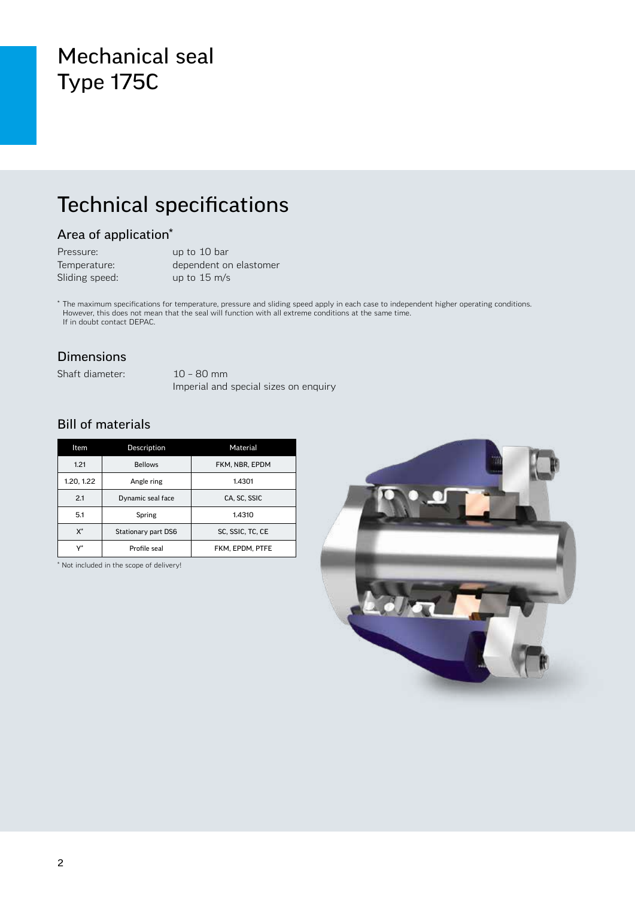# Mechanical seal Type 175C

## Technical specifications

### Area of application*

Pressure: up to 10 bar
Temperature: dependent on elastomer
Sliding speed: up to 15 m/s

* The maximum specifications for temperature, pressure and sliding speed apply in each case to independent higher operating conditions. However, this does not mean that the seal will function with all extreme conditions at the same time. If in doubt contact DEPAC.

### Dimensions

Shaft diameter: 10 – 80 mm
Imperial and special sizes on enquiry

### Bill of materials

| Item | Description | Material |
| --- | --- | --- |
| 1.21 | Bellows | FKM, NBR, EPDM |
| 1.20, 1.22 | Angle ring | 1.4301 |
| 2.1 | Dynamic seal face | CA, SC, SSIC |
| 5.1 | Spring | 1.4310 |
| X* | Stationary part DS6 | SC, SSIC, TC, CE |
| Y* | Profile seal | FKM, EPDM, PTFE |

* Not included in the scope of delivery!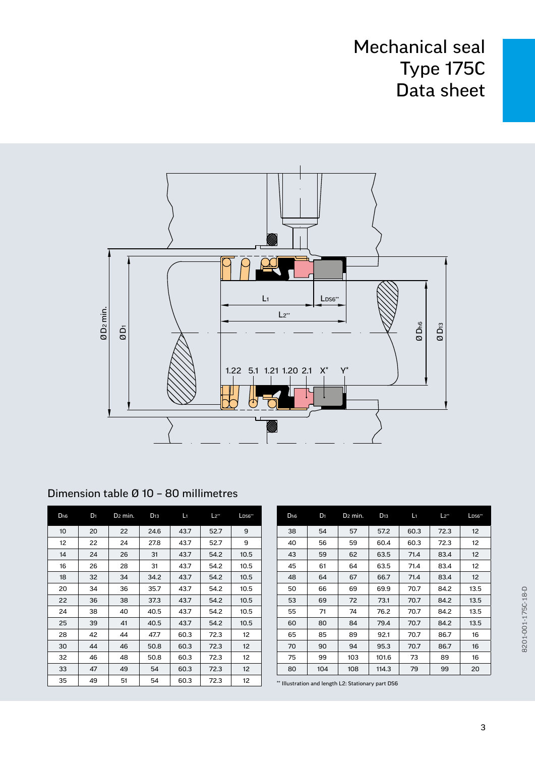# Mechanical seal Type 175C Data sheet

ØD2 min.

ØD1

L1

LDS6**

L2**

Ø Dh6

Ø D13

1.22 5.1 1.21 1.20 2.1 X* Y*

## Dimension table Ø 10 – 80 millimetres

| $D_{h6}$ | $D_1$ | $D_2$ min. | $D_{13}$ | $L_1$ | $L_2$** | $L_{DS6}$** |
|---|---|---|---|---|---|---|
| 10 | 20 | 22 | 24.6 | 43.7 | 52.7 | 9 |
| 12 | 22 | 24 | 27.8 | 43.7 | 52.7 | 9 |
| 14 | 24 | 26 | 31 | 43.7 | 54.2 | 10.5 |
| 16 | 26 | 28 | 31 | 43.7 | 54.2 | 10.5 |
| 18 | 32 | 34 | 34.2 | 43.7 | 54.2 | 10.5 |
| 20 | 34 | 36 | 35.7 | 43.7 | 54.2 | 10.5 |
| 22 | 36 | 38 | 37.3 | 43.7 | 54.2 | 10.5 |
| 24 | 38 | 40 | 40.5 | 43.7 | 54.2 | 10.5 |
| 25 | 39 | 41 | 40.5 | 43.7 | 54.2 | 10.5 |
| 28 | 42 | 44 | 47.7 | 60.3 | 72.3 | 12 |
| 30 | 44 | 46 | 50.8 | 60.3 | 72.3 | 12 |
| 32 | 46 | 48 | 50.8 | 60.3 | 72.3 | 12 |
| 33 | 47 | 49 | 54 | 60.3 | 72.3 | 12 |
| 35 | 49 | 51 | 54 | 60.3 | 72.3 | 12 |
| 38 | 54 | 57 | 57.2 | 60.3 | 72.3 | 12 |
| 40 | 56 | 59 | 60.4 | 60.3 | 72.3 | 12 |
| 43 | 59 | 62 | 63.5 | 71.4 | 83.4 | 12 |
| 45 | 61 | 64 | 63.5 | 71.4 | 83.4 | 12 |
| 48 | 64 | 67 | 66.7 | 71.4 | 83.4 | 12 |
| 50 | 66 | 69 | 69.9 | 70.7 | 84.2 | 13.5 |
| 53 | 69 | 72 | 73.1 | 70.7 | 84.2 | 13.5 |
| 55 | 71 | 74 | 76.2 | 70.7 | 84.2 | 13.5 |
| 60 | 80 | 84 | 79.4 | 70.7 | 84.2 | 13.5 |
| 65 | 85 | 89 | 92.1 | 70.7 | 86.7 | 16 |
| 70 | 90 | 94 | 95.3 | 70.7 | 86.7 | 16 |
| 75 | 99 | 103 | 101.6 | 73 | 89 | 16 |
| 80 | 104 | 108 | 114.3 | 79 | 99 | 20 |

** Illustration and length L2: Stationary part DS6

8201-001-175C-18-D